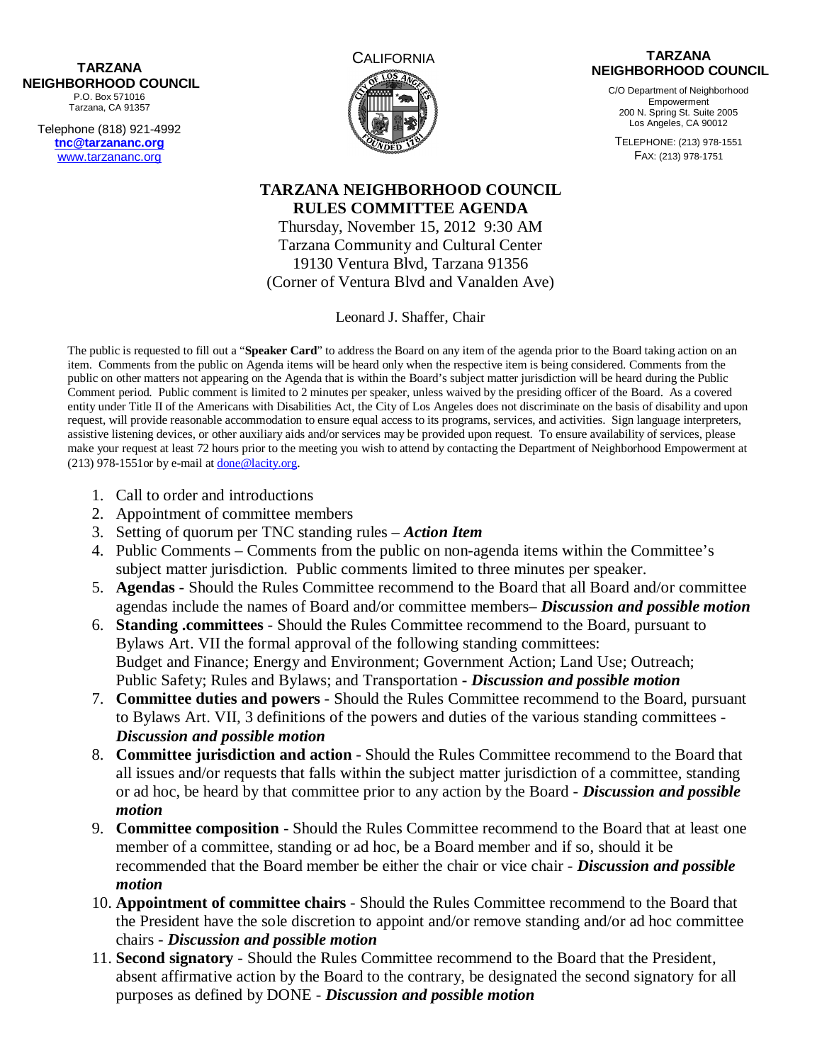**TARZANA NEIGHBORHOOD COUNCIL**
P.O. Box 571016
Tarzana, CA 91357

Telephone (818) 921-4992
**tnc@tarzananc.org**
www.tarzananc.org

CALIFORNIA

**TARZANA NEIGHBORHOOD COUNCIL**
C/O Department of Neighborhood Empowerment
200 N. Spring St. Suite 2005
Los Angeles, CA 90012

TELEPHONE: (213) 978-1551
FAX: (213) 978-1751

# TARZANA NEIGHBORHOOD COUNCIL
## RULES COMMITTEE AGENDA

Thursday, November 15, 2012 9:30 AM
Tarzana Community and Cultural Center
19130 Ventura Blvd, Tarzana 91356
(Corner of Ventura Blvd and Vanalden Ave)

Leonard J. Shaffer, Chair

The public is requested to fill out a "**Speaker Card**" to address the Board on any item of the agenda prior to the Board taking action on an item. Comments from the public on Agenda items will be heard only when the respective item is being considered. Comments from the public on other matters not appearing on the Agenda that is within the Board's subject matter jurisdiction will be heard during the Public Comment period. Public comment is limited to 2 minutes per speaker, unless waived by the presiding officer of the Board. As a covered entity under Title II of the Americans with Disabilities Act, the City of Los Angeles does not discriminate on the basis of disability and upon request, will provide reasonable accommodation to ensure equal access to its programs, services, and activities. Sign language interpreters, assistive listening devices, or other auxiliary aids and/or services may be provided upon request. To ensure availability of services, please make your request at least 72 hours prior to the meeting you wish to attend by contacting the Department of Neighborhood Empowerment at (213) 978-1551or by e-mail at done@lacity.org.

1. Call to order and introductions
2. Appointment of committee members
3. Setting of quorum per TNC standing rules – ***Action Item***
4. Public Comments – Comments from the public on non-agenda items within the Committee's subject matter jurisdiction. Public comments limited to three minutes per speaker.
5. **Agendas** - Should the Rules Committee recommend to the Board that all Board and/or committee agendas include the names of Board and/or committee members– ***Discussion and possible motion***
6. **Standing .committees** - Should the Rules Committee recommend to the Board, pursuant to Bylaws Art. VII the formal approval of the following standing committees: Budget and Finance; Energy and Environment; Government Action; Land Use; Outreach; Public Safety; Rules and Bylaws; and Transportation **-** ***Discussion and possible motion***
7. **Committee duties and powers** - Should the Rules Committee recommend to the Board, pursuant to Bylaws Art. VII, 3 definitions of the powers and duties of the various standing committees - ***Discussion and possible motion***
8. **Committee jurisdiction and action** - Should the Rules Committee recommend to the Board that all issues and/or requests that falls within the subject matter jurisdiction of a committee, standing or ad hoc, be heard by that committee prior to any action by the Board - ***Discussion and possible motion***
9. **Committee composition** - Should the Rules Committee recommend to the Board that at least one member of a committee, standing or ad hoc, be a Board member and if so, should it be recommended that the Board member be either the chair or vice chair - ***Discussion and possible motion***
10. **Appointment of committee chairs** - Should the Rules Committee recommend to the Board that the President have the sole discretion to appoint and/or remove standing and/or ad hoc committee chairs - ***Discussion and possible motion***
11. **Second signatory** - Should the Rules Committee recommend to the Board that the President, absent affirmative action by the Board to the contrary, be designated the second signatory for all purposes as defined by DONE - ***Discussion and possible motion***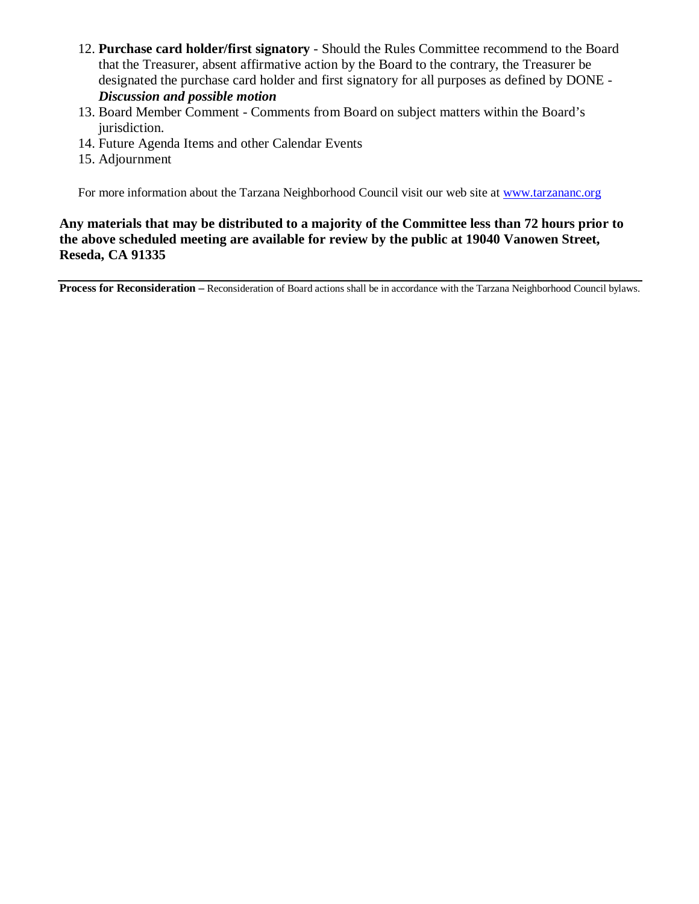12. **Purchase card holder/first signatory** - Should the Rules Committee recommend to the Board that the Treasurer, absent affirmative action by the Board to the contrary, the Treasurer be designated the purchase card holder and first signatory for all purposes as defined by DONE - ***Discussion and possible motion***
13. Board Member Comment - Comments from Board on subject matters within the Board's jurisdiction.
14. Future Agenda Items and other Calendar Events
15. Adjournment

For more information about the Tarzana Neighborhood Council visit our web site at www.tarzananc.org

**Any materials that may be distributed to a majority of the Committee less than 72 hours prior to the above scheduled meeting are available for review by the public at 19040 Vanowen Street, Reseda, CA 91335**

---

**Process for Reconsideration –** Reconsideration of Board actions shall be in accordance with the Tarzana Neighborhood Council bylaws.